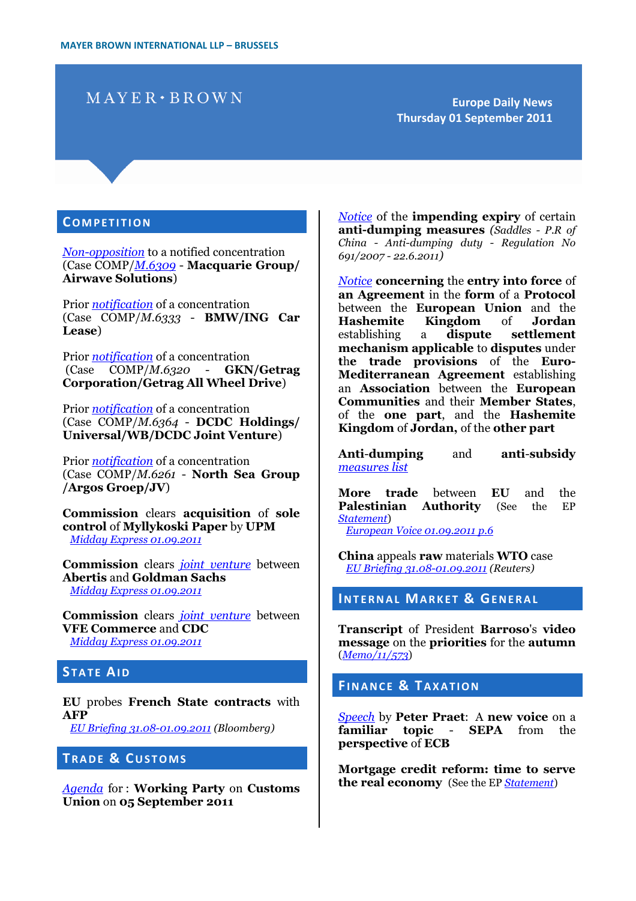MAYER BROWN INTERNATIONAL LLP – BRUSSELS

MAYER•BROWN

**Europe Daily News**
**Thursday 01 September 2011**

## COMPETITION

*Non-opposition* to a notified concentration (Case COMP/*M.6309* - **Macquarie Group/ Airwave Solutions**)

Prior *notification* of a concentration (Case COMP/*M.6333* - **BMW/ING Car Lease**)

Prior *notification* of a concentration (Case COMP/*M.6320* - **GKN/Getrag Corporation/Getrag All Wheel Drive**)

Prior *notification* of a concentration (Case COMP/*M.6364* - **DCDC Holdings/ Universal/WB/DCDC Joint Venture**)

Prior *notification* of a concentration (Case COMP/*M.6261* - **North Sea Group /Argos Groep/JV**)

**Commission** clears **acquisition** of **sole control** of **Myllykoski Paper** by **UPM**
*Midday Express 01.09.2011*

**Commission** clears *joint venture* between **Abertis** and **Goldman Sachs**
*Midday Express 01.09.2011*

**Commission** clears *joint venture* between **VFE Commerce** and **CDC**
*Midday Express 01.09.2011*

## STATE AID

**EU** probes **French State contracts** with **AFP**
*EU Briefing 31.08-01.09.2011* (Bloomberg)

## TRADE & CUSTOMS

*Agenda* for : **Working Party** on **Customs Union** on **05 September 2011**

*Notice* of the **impending expiry** of certain **anti-dumping measures** *(Saddles - P.R of China - Anti-dumping duty - Regulation No 691/2007 - 22.6.2011)*

*Notice* **concerning** the **entry into force** of **an Agreement** in the **form** of a **Protocol** between the **European Union** and the **Hashemite Kingdom** of **Jordan** establishing a **dispute settlement mechanism applicable** to **disputes** under **the trade provisions** of the **Euro-Mediterranean Agreement** establishing an **Association** between the **European Communities** and their **Member States**, of the **one part**, and the **Hashemite Kingdom** of **Jordan,** of the **other part**

**Anti-dumping** and **anti-subsidy** *measures list*

**More trade** between **EU** and the **Palestinian Authority** (See the EP *Statement*)
*European Voice 01.09.2011 p.6*

**China** appeals **raw** materials **WTO** case
*EU Briefing 31.08-01.09.2011* (Reuters)

## INTERNAL MARKET & GENERAL

**Transcript** of President **Barroso**'s **video message** on the **priorities** for the **autumn** (*Memo/11/573*)

## FINANCE & TAXATION

*Speech* by **Peter Praet**: A **new voice** on a **familiar topic** - **SEPA** from the **perspective** of **ECB**

**Mortgage credit reform: time to serve the real economy** (See the EP *Statement*)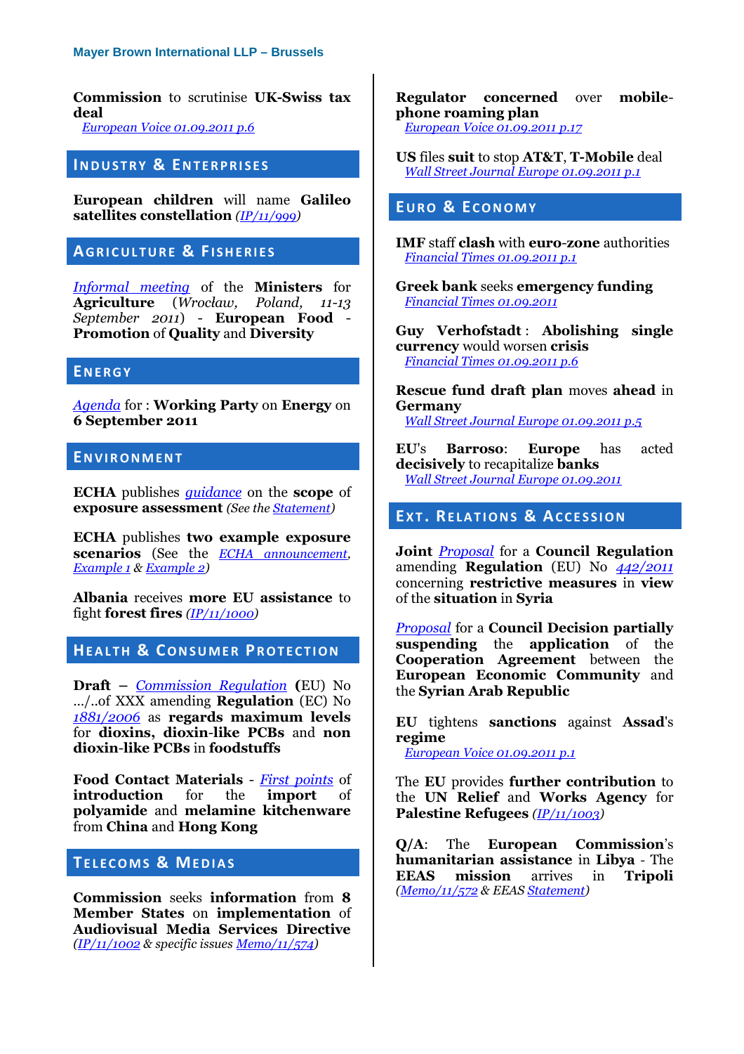**Commission** to scrutinise **UK-Swiss tax deal**
*European Voice 01.09.2011 p.6*

## Industry & Enterprises

**European children** will name **Galileo satellites constellation** *(IP/11/999)*

## Agriculture & Fisheries

Informal meeting of the **Ministers** for **Agriculture** (*Wrocław, Poland, 11-13 September 2011*) - **European Food** - **Promotion** of **Quality** and **Diversity**

## Energy

Agenda for : **Working Party** on **Energy** on **6 September 2011**

## Environment

**ECHA** publishes guidance on the **scope** of **exposure assessment** *(See the Statement)*

**ECHA** publishes **two example exposure scenarios** (See the *ECHA announcement, Example 1 & Example 2*)

**Albania** receives **more EU assistance** to fight **forest fires** *(IP/11/1000)*

## Health & Consumer Protection

**Draft** – Commission Regulation **(**EU) No …/..of XXX amending **Regulation** (EC) No 1881/2006 as **regards maximum levels** for **dioxins, dioxin-like PCBs** and **non dioxin-like PCBs** in **foodstuffs**

**Food Contact Materials** - First points of **introduction** for the **import** of **polyamide** and **melamine kitchenware** from **China** and **Hong Kong**

## Telecoms & Medias

**Commission** seeks **information** from **8 Member States** on **implementation** of **Audiovisual Media Services Directive** *(IP/11/1002 & specific issues Memo/11/574)*

**Regulator concerned** over **mobile-phone roaming plan**
*European Voice 01.09.2011 p.17*

**US** files **suit** to stop **AT&T**, **T-Mobile** deal
*Wall Street Journal Europe 01.09.2011 p.1*

## Euro & Economy

**IMF** staff **clash** with **euro-zone** authorities
*Financial Times 01.09.2011 p.1*

**Greek bank** seeks **emergency funding**
*Financial Times 01.09.2011*

**Guy Verhofstadt** : **Abolishing single currency** would worsen **crisis**
*Financial Times 01.09.2011 p.6*

**Rescue fund draft plan** moves **ahead** in **Germany**
*Wall Street Journal Europe 01.09.2011 p.5*

EU's **Barroso**: **Europe** has acted **decisively** to recapitalize **banks**
*Wall Street Journal Europe 01.09.2011*

## Ext. Relations & Accession

**Joint** Proposal for a **Council Regulation** amending **Regulation** (EU) No 442/2011 concerning **restrictive measures** in **view** of the **situation** in **Syria**

Proposal for a **Council Decision partially suspending** the **application** of the **Cooperation Agreement** between the **European Economic Community** and the **Syrian Arab Republic**

**EU** tightens **sanctions** against **Assad**'s **regime**
*European Voice 01.09.2011 p.1*

The **EU** provides **further contribution** to the **UN Relief** and **Works Agency** for **Palestine Refugees** *(IP/11/1003)*

**Q/A**: The **European Commission**'s **humanitarian assistance** in **Libya** - The **EEAS mission** arrives in **Tripoli** *(Memo/11/572 & EEAS Statement)*